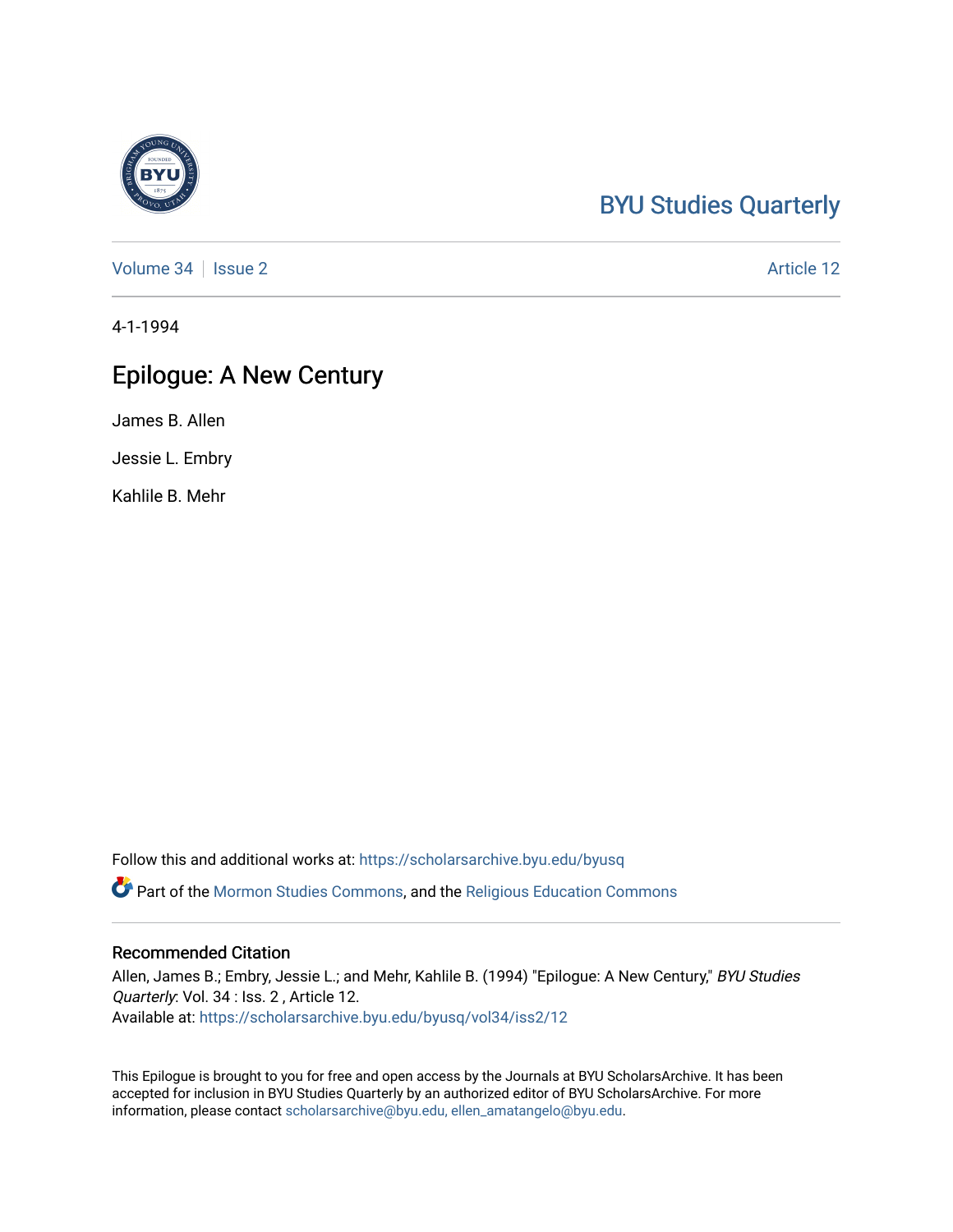BYU Studies Quarterly

Volume 34 | Issue 2 | Article 12

4-1-1994

# Epilogue: A New Century

James B. Allen

Jessie L. Embry

Kahlile B. Mehr

Follow this and additional works at: https://scholarsarchive.byu.edu/byusq

Part of the Mormon Studies Commons, and the Religious Education Commons

## Recommended Citation

Allen, James B.; Embry, Jessie L.; and Mehr, Kahlile B. (1994) "Epilogue: A New Century," *BYU Studies Quarterly*: Vol. 34 : Iss. 2 , Article 12.
Available at: https://scholarsarchive.byu.edu/byusq/vol34/iss2/12

This Epilogue is brought to you for free and open access by the Journals at BYU ScholarsArchive. It has been accepted for inclusion in BYU Studies Quarterly by an authorized editor of BYU ScholarsArchive. For more information, please contact scholarsarchive@byu.edu, ellen_amatangelo@byu.edu.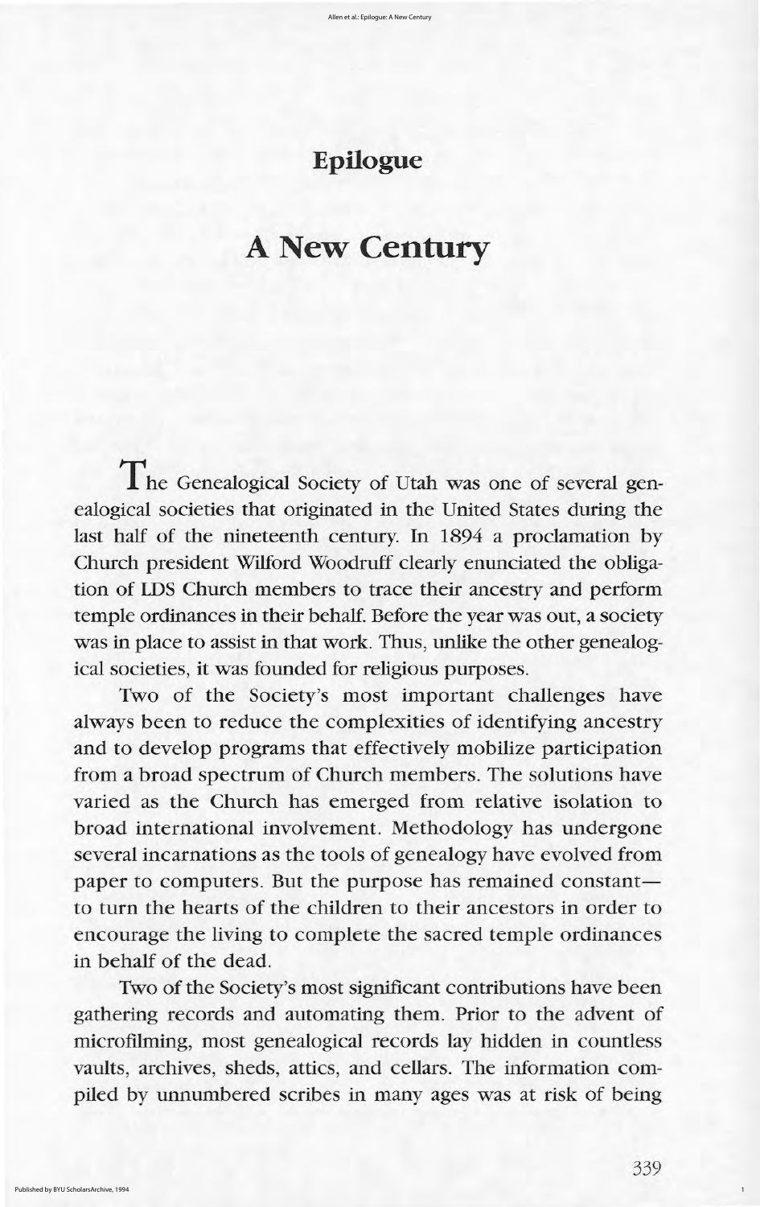# Epilogue

# A New Century

The Genealogical Society of Utah was one of several genealogical societies that originated in the United States during the last half of the nineteenth century. In 1894 a proclamation by Church president Wilford Woodruff clearly enunciated the obligation of LDS Church members to trace their ancestry and perform temple ordinances in their behalf. Before the year was out, a society was in place to assist in that work. Thus, unlike the other genealogical societies, it was founded for religious purposes.

Two of the Society's most important challenges have always been to reduce the complexities of identifying ancestry and to develop programs that effectively mobilize participation from a broad spectrum of Church members. The solutions have varied as the Church has emerged from relative isolation to broad international involvement. Methodology has undergone several incarnations as the tools of genealogy have evolved from paper to computers. But the purpose has remained constant—to turn the hearts of the children to their ancestors in order to encourage the living to complete the sacred temple ordinances in behalf of the dead.

Two of the Society's most significant contributions have been gathering records and automating them. Prior to the advent of microfilming, most genealogical records lay hidden in countless vaults, archives, sheds, attics, and cellars. The information compiled by unnumbered scribes in many ages was at risk of being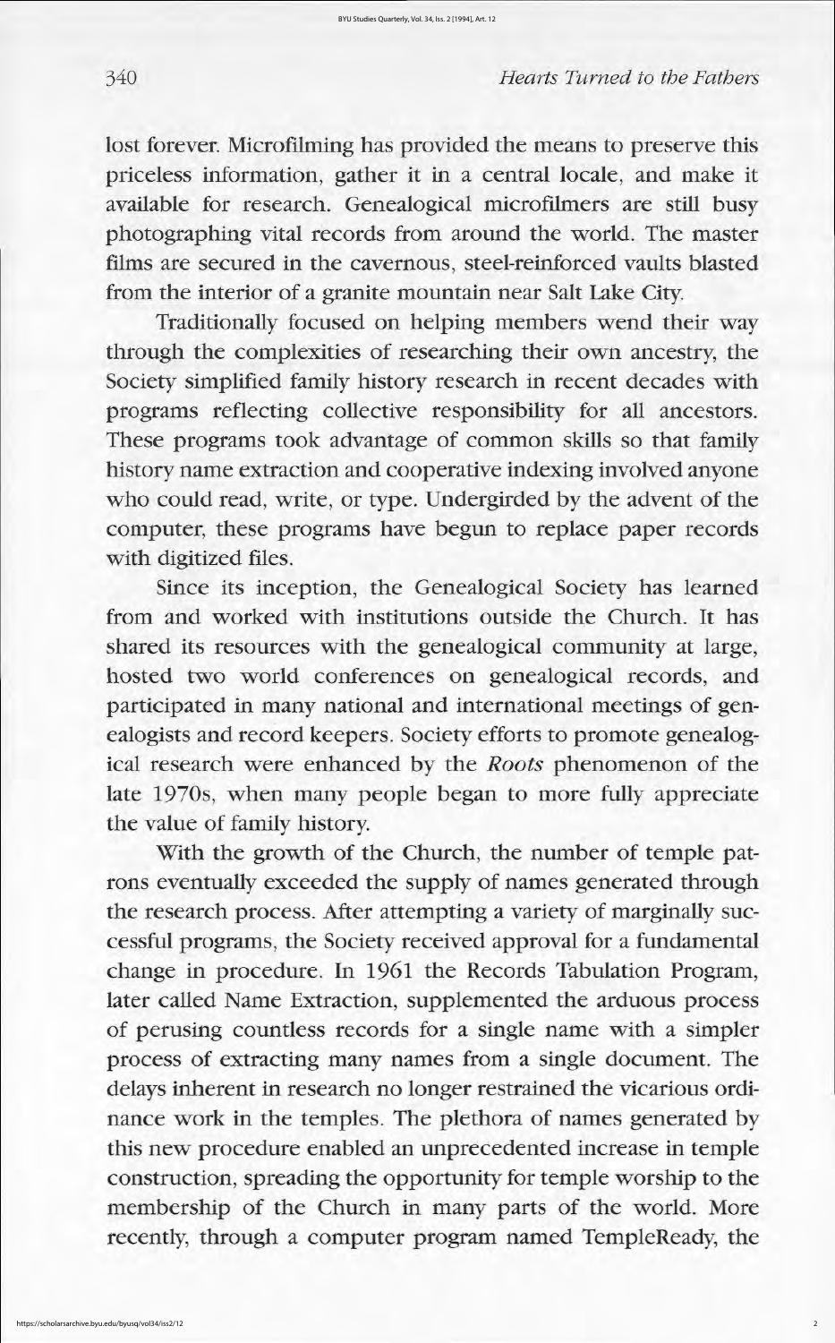lost forever. Microfilming has provided the means to preserve this priceless information, gather it in a central locale, and make it available for research. Genealogical microfilmers are still busy photographing vital records from around the world. The master films are secured in the cavernous, steel-reinforced vaults blasted from the interior of a granite mountain near Salt Lake City.

Traditionally focused on helping members wend their way through the complexities of researching their own ancestry, the Society simplified family history research in recent decades with programs reflecting collective responsibility for all ancestors. These programs took advantage of common skills so that family history name extraction and cooperative indexing involved anyone who could read, write, or type. Undergirded by the advent of the computer, these programs have begun to replace paper records with digitized files.

Since its inception, the Genealogical Society has learned from and worked with institutions outside the Church. It has shared its resources with the genealogical community at large, hosted two world conferences on genealogical records, and participated in many national and international meetings of genealogists and record keepers. Society efforts to promote genealogical research were enhanced by the *Roots* phenomenon of the late 1970s, when many people began to more fully appreciate the value of family history.

With the growth of the Church, the number of temple patrons eventually exceeded the supply of names generated through the research process. After attempting a variety of marginally successful programs, the Society received approval for a fundamental change in procedure. In 1961 the Records Tabulation Program, later called Name Extraction, supplemented the arduous process of perusing countless records for a single name with a simpler process of extracting many names from a single document. The delays inherent in research no longer restrained the vicarious ordinance work in the temples. The plethora of names generated by this new procedure enabled an unprecedented increase in temple construction, spreading the opportunity for temple worship to the membership of the Church in many parts of the world. More recently, through a computer program named TempleReady, the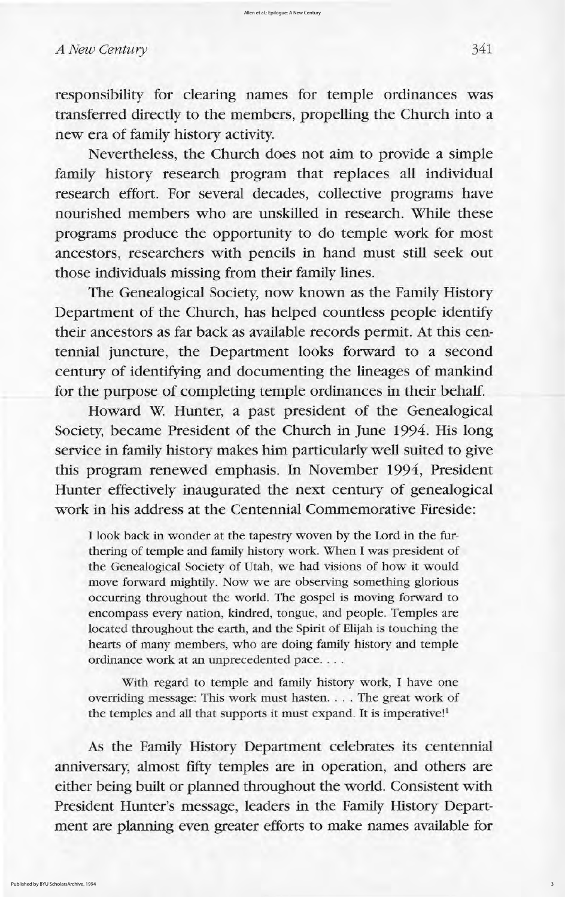responsibility for clearing names for temple ordinances was transferred directly to the members, propelling the Church into a new era of family history activity.

Nevertheless, the Church does not aim to provide a simple family history research program that replaces all individual research effort. For several decades, collective programs have nourished members who are unskilled in research. While these programs produce the opportunity to do temple work for most ancestors, researchers with pencils in hand must still seek out those individuals missing from their family lines.

The Genealogical Society, now known as the Family History Department of the Church, has helped countless people identify their ancestors as far back as available records permit. At this centennial juncture, the Department looks forward to a second century of identifying and documenting the lineages of mankind for the purpose of completing temple ordinances in their behalf.

Howard W. Hunter, a past president of the Genealogical Society, became President of the Church in June 1994. His long service in family history makes him particularly well suited to give this program renewed emphasis. In November 1994, President Hunter effectively inaugurated the next century of genealogical work in his address at the Centennial Commemorative Fireside:

> I look back in wonder at the tapestry woven by the Lord in the furthering of temple and family history work. When I was president of the Genealogical Society of Utah, we had visions of how it would move forward mightily. Now we are observing something glorious occurring throughout the world. The gospel is moving forward to encompass every nation, kindred, tongue, and people. Temples are located throughout the earth, and the Spirit of Elijah is touching the hearts of many members, who are doing family history and temple ordinance work at an unprecedented pace. . . .
>
> With regard to temple and family history work, I have one overriding message: This work must hasten. . . . The great work of the temples and all that supports it must expand. It is imperative![1]

As the Family History Department celebrates its centennial anniversary, almost fifty temples are in operation, and others are either being built or planned throughout the world. Consistent with President Hunter's message, leaders in the Family History Department are planning even greater efforts to make names available for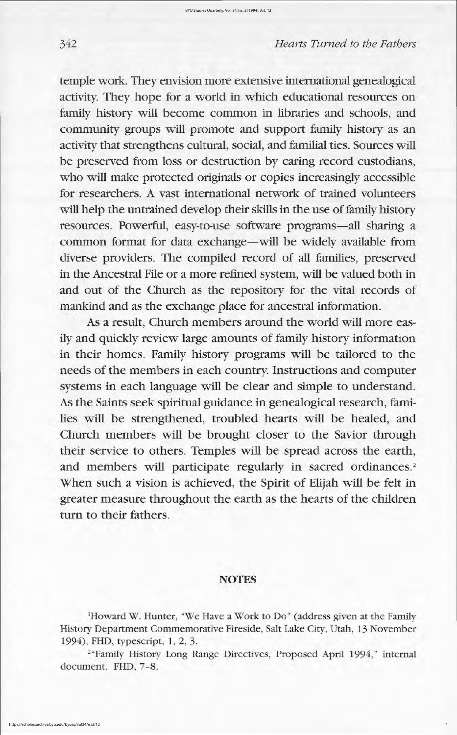temple work. They envision more extensive international genealogical activity. They hope for a world in which educational resources on family history will become common in libraries and schools, and community groups will promote and support family history as an activity that strengthens cultural, social, and familial ties. Sources will be preserved from loss or destruction by caring record custodians, who will make protected originals or copies increasingly accessible for researchers. A vast international network of trained volunteers will help the untrained develop their skills in the use of family history resources. Powerful, easy-to-use software programs—all sharing a common format for data exchange—will be widely available from diverse providers. The compiled record of all families, preserved in the Ancestral File or a more refined system, will be valued both in and out of the Church as the repository for the vital records of mankind and as the exchange place for ancestral information.

As a result, Church members around the world will more easily and quickly review large amounts of family history information in their homes. Family history programs will be tailored to the needs of the members in each country. Instructions and computer systems in each language will be clear and simple to understand. As the Saints seek spiritual guidance in genealogical research, families will be strengthened, troubled hearts will be healed, and Church members will be brought closer to the Savior through their service to others. Temples will be spread across the earth, and members will participate regularly in sacred ordinances.[2] When such a vision is achieved, the Spirit of Elijah will be felt in greater measure throughout the earth as the hearts of the children turn to their fathers.

## NOTES

[1]Howard W. Hunter, "We Have a Work to Do" (address given at the Family History Department Commemorative Fireside, Salt Lake City, Utah, 13 November 1994), FHD, typescript, 1, 2, 3.

[2]"Family History Long Range Directives, Proposed April 1994," internal document, FHD, 7–8.